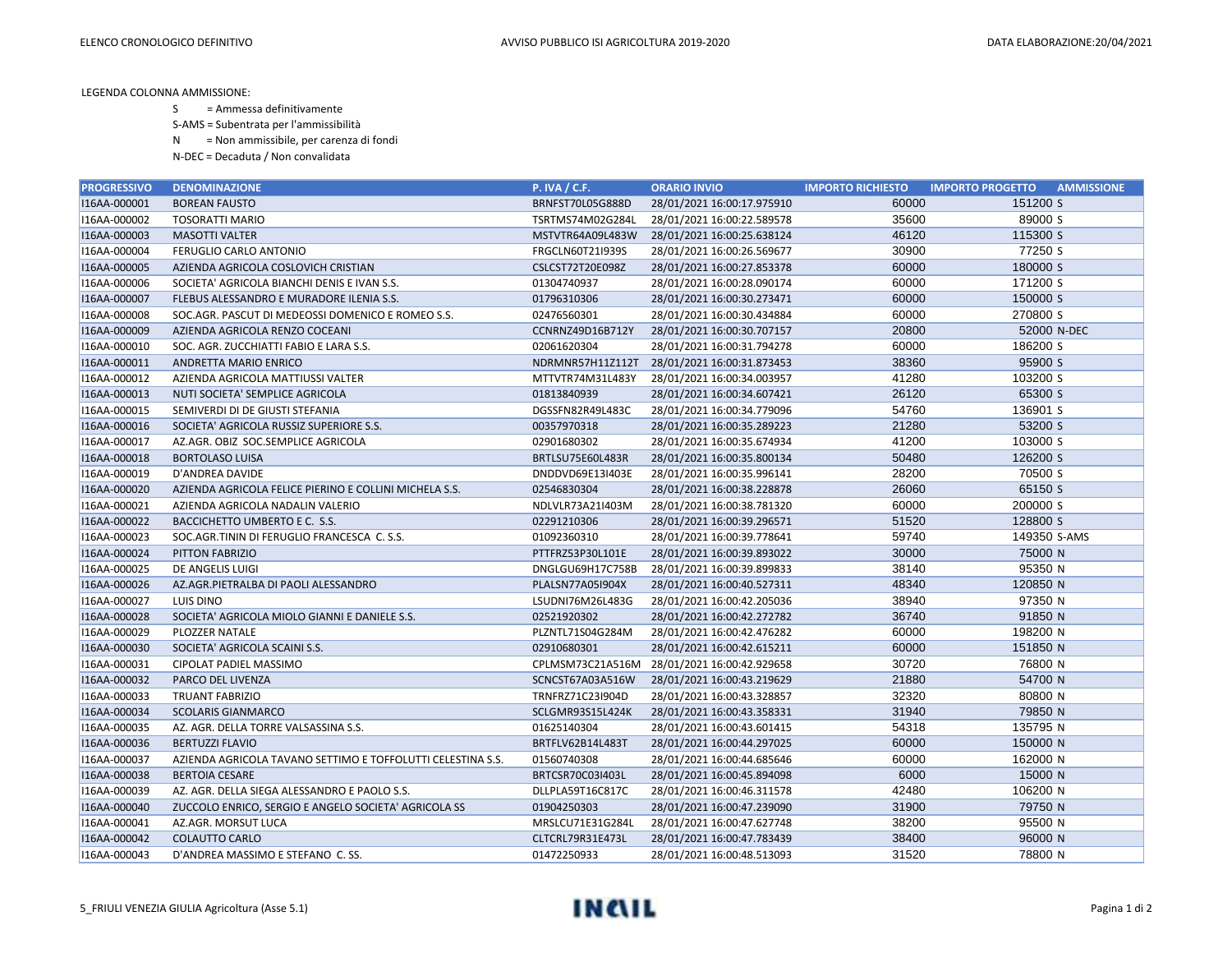ELENCO CRONOLOGICO DEFINITIVO

AVVISO PUBBLICO ISI AGRICOLTURA 2019-2020

DATA ELABORAZIONE:20/04/2021

LEGENDA COLONNA AMMISSIONE:

- S = Ammessa definitivamente
- S-AMS = Subentrata per l'ammissibilità
- N = Non ammissibile, per carenza di fondi
- N-DEC = Decaduta / Non convalidata

| PROGRESSIVO | DENOMINAZIONE | P. IVA / C.F. | ORARIO INVIO | IMPORTO RICHIESTO | IMPORTO PROGETTO | AMMISSIONE |
|---|---|---|---|---|---|---|
| I16AA-000001 | BOREAN FAUSTO | BRNFST70L05G888D | 28/01/2021 16:00:17.975910 | 60000 | 151200 | S |
| I16AA-000002 | TOSORATTI MARIO | TSRTMS74M02G284L | 28/01/2021 16:00:22.589578 | 35600 | 89000 | S |
| I16AA-000003 | MASOTTI VALTER | MSTVTR64A09L483W | 28/01/2021 16:00:25.638124 | 46120 | 115300 | S |
| I16AA-000004 | FERUGLIO CARLO ANTONIO | FRGCLN60T21I939S | 28/01/2021 16:00:26.569677 | 30900 | 77250 | S |
| I16AA-000005 | AZIENDA AGRICOLA COSLOVICH CRISTIAN | CSLCST72T20E098Z | 28/01/2021 16:00:27.853378 | 60000 | 180000 | S |
| I16AA-000006 | SOCIETA' AGRICOLA BIANCHI DENIS E IVAN S.S. | 01304740937 | 28/01/2021 16:00:28.090174 | 60000 | 171200 | S |
| I16AA-000007 | FLEBUS ALESSANDRO E MURADORE ILENIA S.S. | 01796310306 | 28/01/2021 16:00:30.273471 | 60000 | 150000 | S |
| I16AA-000008 | SOC.AGR. PASCUT DI MEDEOSSI DOMENICO E ROMEO S.S. | 02476560301 | 28/01/2021 16:00:30.434884 | 60000 | 270800 | S |
| I16AA-000009 | AZIENDA AGRICOLA RENZO COCEANI | CCNRNZ49D16B712Y | 28/01/2021 16:00:30.707157 | 20800 | 52000 | N-DEC |
| I16AA-000010 | SOC. AGR. ZUCCHIATTI FABIO E LARA S.S. | 02061620304 | 28/01/2021 16:00:31.794278 | 60000 | 186200 | S |
| I16AA-000011 | ANDRETTA MARIO ENRICO | NDRMNR57H11Z112T | 28/01/2021 16:00:31.873453 | 38360 | 95900 | S |
| I16AA-000012 | AZIENDA AGRICOLA MATTIUSSI VALTER | MTTVTR74M31L483Y | 28/01/2021 16:00:34.003957 | 41280 | 103200 | S |
| I16AA-000013 | NUTI SOCIETA' SEMPLICE AGRICOLA | 01813840939 | 28/01/2021 16:00:34.607421 | 26120 | 65300 | S |
| I16AA-000015 | SEMIVERDI DI DE GIUSTI STEFANIA | DGSSFN82R49L483C | 28/01/2021 16:00:34.779096 | 54760 | 136901 | S |
| I16AA-000016 | SOCIETA' AGRICOLA RUSSIZ SUPERIORE S.S. | 00357970318 | 28/01/2021 16:00:35.289223 | 21280 | 53200 | S |
| I16AA-000017 | AZ.AGR. OBIZ SOC.SEMPLICE AGRICOLA | 02901680302 | 28/01/2021 16:00:35.674934 | 41200 | 103000 | S |
| I16AA-000018 | BORTOLASO LUISA | BRTLSU75E60L483R | 28/01/2021 16:00:35.800134 | 50480 | 126200 | S |
| I16AA-000019 | D'ANDREA DAVIDE | DNDDVD69E13I403E | 28/01/2021 16:00:35.996141 | 28200 | 70500 | S |
| I16AA-000020 | AZIENDA AGRICOLA FELICE PIERINO E COLLINI MICHELA S.S. | 02546830304 | 28/01/2021 16:00:38.228878 | 26060 | 65150 | S |
| I16AA-000021 | AZIENDA AGRICOLA NADALIN VALERIO | NDLVLR73A21I403M | 28/01/2021 16:00:38.781320 | 60000 | 200000 | S |
| I16AA-000022 | BACCICHETTO UMBERTO E C. S.S. | 02291210306 | 28/01/2021 16:00:39.296571 | 51520 | 128800 | S |
| I16AA-000023 | SOC.AGR.TININ DI FERUGLIO FRANCESCA C. S.S. | 01092360310 | 28/01/2021 16:00:39.778641 | 59740 | 149350 | S-AMS |
| I16AA-000024 | PITTON FABRIZIO | PTTFRZ53P30L101E | 28/01/2021 16:00:39.893022 | 30000 | 75000 | N |
| I16AA-000025 | DE ANGELIS LUIGI | DNGLGU69H17C758B | 28/01/2021 16:00:39.899833 | 38140 | 95350 | N |
| I16AA-000026 | AZ.AGR.PIETRALBA DI PAOLI ALESSANDRO | PLALSN77A05I904X | 28/01/2021 16:00:40.527311 | 48340 | 120850 | N |
| I16AA-000027 | LUIS DINO | LSUDNI76M26L483G | 28/01/2021 16:00:42.205036 | 38940 | 97350 | N |
| I16AA-000028 | SOCIETA' AGRICOLA MIOLO GIANNI E DANIELE S.S. | 02521920302 | 28/01/2021 16:00:42.272782 | 36740 | 91850 | N |
| I16AA-000029 | PLOZZER NATALE | PLZNTL71S04G284M | 28/01/2021 16:00:42.476282 | 60000 | 198200 | N |
| I16AA-000030 | SOCIETA' AGRICOLA SCAINI S.S. | 02910680301 | 28/01/2021 16:00:42.615211 | 60000 | 151850 | N |
| I16AA-000031 | CIPOLAT PADIEL MASSIMO | CPLMSM73C21A516M | 28/01/2021 16:00:42.929658 | 30720 | 76800 | N |
| I16AA-000032 | PARCO DEL LIVENZA | SCNCST67A03A516W | 28/01/2021 16:00:43.219629 | 21880 | 54700 | N |
| I16AA-000033 | TRUANT FABRIZIO | TRNFRZ71C23I904D | 28/01/2021 16:00:43.328857 | 32320 | 80800 | N |
| I16AA-000034 | SCOLARIS GIANMARCO | SCLGMR93S15L424K | 28/01/2021 16:00:43.358331 | 31940 | 79850 | N |
| I16AA-000035 | AZ. AGR. DELLA TORRE VALSASSINA S.S. | 01625140304 | 28/01/2021 16:00:43.601415 | 54318 | 135795 | N |
| I16AA-000036 | BERTUZZI FLAVIO | BRTFLV62B14L483T | 28/01/2021 16:00:44.297025 | 60000 | 150000 | N |
| I16AA-000037 | AZIENDA AGRICOLA TAVANO SETTIMO E TOFFOLUTTI CELESTINA S.S. | 01560740308 | 28/01/2021 16:00:44.685646 | 60000 | 162000 | N |
| I16AA-000038 | BERTOIA CESARE | BRTCSR70C03I403L | 28/01/2021 16:00:45.894098 | 6000 | 15000 | N |
| I16AA-000039 | AZ. AGR. DELLA SIEGA ALESSANDRO E PAOLO S.S. | DLLPLA59T16C817C | 28/01/2021 16:00:46.311578 | 42480 | 106200 | N |
| I16AA-000040 | ZUCCOLO ENRICO, SERGIO E ANGELO SOCIETA' AGRICOLA SS | 01904250303 | 28/01/2021 16:00:47.239090 | 31900 | 79750 | N |
| I16AA-000041 | AZ.AGR. MORSUT LUCA | MRSLCU71E31G284L | 28/01/2021 16:00:47.627748 | 38200 | 95500 | N |
| I16AA-000042 | COLAUTTO CARLO | CLTCRL79R31E473L | 28/01/2021 16:00:47.783439 | 38400 | 96000 | N |
| I16AA-000043 | D'ANDREA MASSIMO E STEFANO C. SS. | 01472250933 | 28/01/2021 16:00:48.513093 | 31520 | 78800 | N |

5_FRIULI VENEZIA GIULIA Agricoltura (Asse 5.1)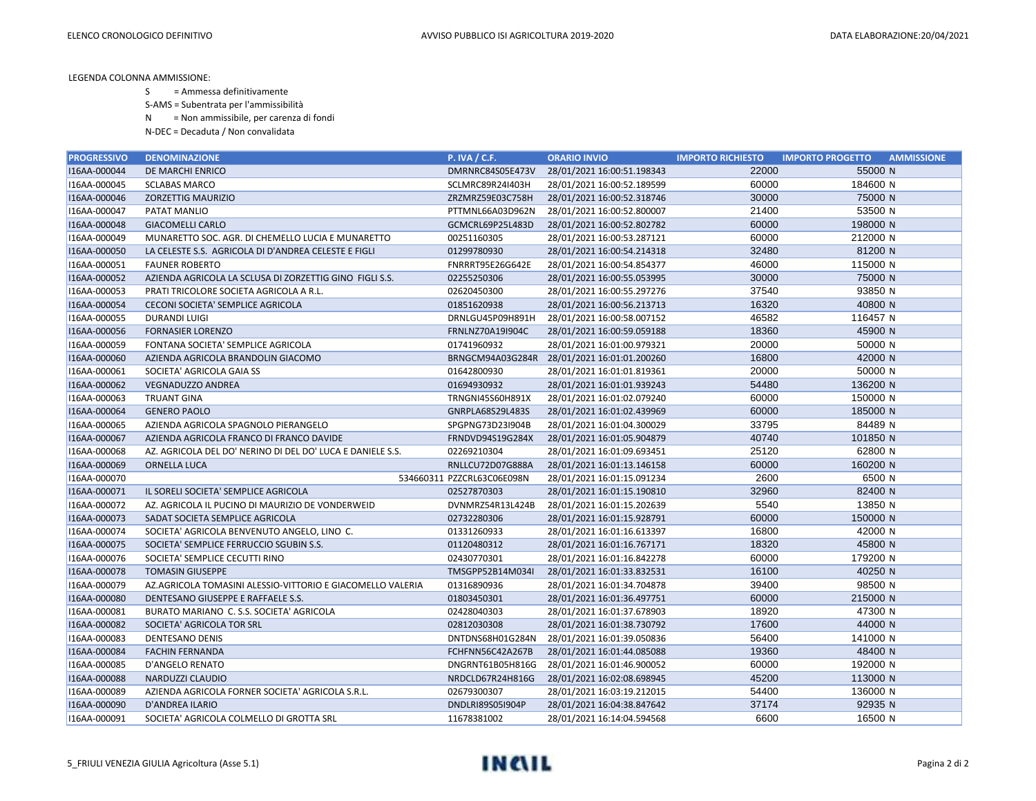LEGENDA COLONNA AMMISSIONE:

- S = Ammessa definitivamente
- S-AMS = Subentrata per l'ammissibilità
- N = Non ammissibile, per carenza di fondi
- N-DEC = Decaduta / Non convalidata

| PROGRESSIVO | DENOMINAZIONE | P. IVA / C.F. | ORARIO INVIO | IMPORTO RICHIESTO | IMPORTO PROGETTO | AMMISSIONE |
|---|---|---|---|---|---|---|
| I16AA-000044 | DE MARCHI ENRICO | DMRNRC84S05E473V | 28/01/2021 16:00:51.198343 | 22000 | 55000 | N |
| I16AA-000045 | SCLABAS MARCO | SCLMRC89R24I403H | 28/01/2021 16:00:52.189599 | 60000 | 184600 | N |
| I16AA-000046 | ZORZETTIG MAURIZIO | ZRZMRZ59E03C758H | 28/01/2021 16:00:52.318746 | 30000 | 75000 | N |
| I16AA-000047 | PATAT MANLIO | PTTMNL66A03D962N | 28/01/2021 16:00:52.800007 | 21400 | 53500 | N |
| I16AA-000048 | GIACOMELLI CARLO | GCMCRL69P25L483D | 28/01/2021 16:00:52.802782 | 60000 | 198000 | N |
| I16AA-000049 | MUNARETTO SOC. AGR. DI CHEMELLO LUCIA E MUNARETTO | 00251160305 | 28/01/2021 16:00:53.287121 | 60000 | 212000 | N |
| I16AA-000050 | LA CELESTE S.S. AGRICOLA DI D'ANDREA CELESTE E FIGLI | 01299780930 | 28/01/2021 16:00:54.214318 | 32480 | 81200 | N |
| I16AA-000051 | FAUNER ROBERTO | FNRRRT95E26G642E | 28/01/2021 16:00:54.854377 | 46000 | 115000 | N |
| I16AA-000052 | AZIENDA AGRICOLA LA SCLUSA DI ZORZETTIG GINO FIGLI S.S. | 02255250306 | 28/01/2021 16:00:55.053995 | 30000 | 75000 | N |
| I16AA-000053 | PRATI TRICOLORE SOCIETA AGRICOLA A R.L. | 02620450300 | 28/01/2021 16:00:55.297276 | 37540 | 93850 | N |
| I16AA-000054 | CECONI SOCIETA' SEMPLICE AGRICOLA | 01851620938 | 28/01/2021 16:00:56.213713 | 16320 | 40800 | N |
| I16AA-000055 | DURANDI LUIGI | DRNLGU45P09H891H | 28/01/2021 16:00:58.007152 | 46582 | 116457 | N |
| I16AA-000056 | FORNASIER LORENZO | FRNLNZ70A19I904C | 28/01/2021 16:00:59.059188 | 18360 | 45900 | N |
| I16AA-000059 | FONTANA SOCIETA' SEMPLICE AGRICOLA | 01741960932 | 28/01/2021 16:01:00.979321 | 20000 | 50000 | N |
| I16AA-000060 | AZIENDA AGRICOLA BRANDOLIN GIACOMO | BRNGCM94A03G284R | 28/01/2021 16:01:01.200260 | 16800 | 42000 | N |
| I16AA-000061 | SOCIETA' AGRICOLA GAIA SS | 01642800930 | 28/01/2021 16:01:01.819361 | 20000 | 50000 | N |
| I16AA-000062 | VEGNADUZZO ANDREA | 01694930932 | 28/01/2021 16:01:01.939243 | 54480 | 136200 | N |
| I16AA-000063 | TRUANT GINA | TRNGNI45S60H891X | 28/01/2021 16:01:02.079240 | 60000 | 150000 | N |
| I16AA-000064 | GENERO PAOLO | GNRPLA68S29L483S | 28/01/2021 16:01:02.439969 | 60000 | 185000 | N |
| I16AA-000065 | AZIENDA AGRICOLA SPAGNOLO PIERANGELO | SPGPNG73D23I904B | 28/01/2021 16:01:04.300029 | 33795 | 84489 | N |
| I16AA-000067 | AZIENDA AGRICOLA FRANCO DI FRANCO DAVIDE | FRNDVD94S19G284X | 28/01/2021 16:01:05.904879 | 40740 | 101850 | N |
| I16AA-000068 | AZ. AGRICOLA DEL DO' NERINO DI DEL DO' LUCA E DANIELE S.S. | 02269210304 | 28/01/2021 16:01:09.693451 | 25120 | 62800 | N |
| I16AA-000069 | ORNELLA LUCA | RNLLCU72D07G888A | 28/01/2021 16:01:13.146158 | 60000 | 160200 | N |
| I16AA-000070 | 534660311 | PZZCRL63C06E098N | 28/01/2021 16:01:15.091234 | 2600 | 6500 | N |
| I16AA-000071 | IL SORELI SOCIETA' SEMPLICE AGRICOLA | 02527870303 | 28/01/2021 16:01:15.190810 | 32960 | 82400 | N |
| I16AA-000072 | AZ. AGRICOLA IL PUCINO DI MAURIZIO DE VONDERWEID | DVNMRZ54R13L424B | 28/01/2021 16:01:15.202639 | 5540 | 13850 | N |
| I16AA-000073 | SADAT SOCIETA SEMPLICE AGRICOLA | 02732280306 | 28/01/2021 16:01:15.928791 | 60000 | 150000 | N |
| I16AA-000074 | SOCIETA' AGRICOLA BENVENUTO ANGELO, LINO C. | 01331260933 | 28/01/2021 16:01:16.613397 | 16800 | 42000 | N |
| I16AA-000075 | SOCIETA' SEMPLICE FERRUCCIO SGUBIN S.S. | 01120480312 | 28/01/2021 16:01:16.767171 | 18320 | 45800 | N |
| I16AA-000076 | SOCIETA' SEMPLICE CECUTTI RINO | 02430770301 | 28/01/2021 16:01:16.842278 | 60000 | 179200 | N |
| I16AA-000078 | TOMASIN GIUSEPPE | TMSGPP52B14M034I | 28/01/2021 16:01:33.832531 | 16100 | 40250 | N |
| I16AA-000079 | AZ.AGRICOLA TOMASINI ALESSIO-VITTORIO E GIACOMELLO VALERIA | 01316890936 | 28/01/2021 16:01:34.704878 | 39400 | 98500 | N |
| I16AA-000080 | DENTESANO GIUSEPPE E RAFFAELE S.S. | 01803450301 | 28/01/2021 16:01:36.497751 | 60000 | 215000 | N |
| I16AA-000081 | BURATO MARIANO C. S.S. SOCIETA' AGRICOLA | 02428040303 | 28/01/2021 16:01:37.678903 | 18920 | 47300 | N |
| I16AA-000082 | SOCIETA' AGRICOLA TOR SRL | 02812030308 | 28/01/2021 16:01:38.730792 | 17600 | 44000 | N |
| I16AA-000083 | DENTESANO DENIS | DNTDNS68H01G284N | 28/01/2021 16:01:39.050836 | 56400 | 141000 | N |
| I16AA-000084 | FACHIN FERNANDA | FCHFNN56C42A267B | 28/01/2021 16:01:44.085088 | 19360 | 48400 | N |
| I16AA-000085 | D'ANGELO RENATO | DNGRNT61B05H816G | 28/01/2021 16:01:46.900052 | 60000 | 192000 | N |
| I16AA-000088 | NARDUZZI CLAUDIO | NRDCLD67R24H816G | 28/01/2021 16:02:08.698945 | 45200 | 113000 | N |
| I16AA-000089 | AZIENDA AGRICOLA FORNER SOCIETA' AGRICOLA S.R.L. | 02679300307 | 28/01/2021 16:03:19.212015 | 54400 | 136000 | N |
| I16AA-000090 | D'ANDREA ILARIO | DNDLRI89S05I904P | 28/01/2021 16:04:38.847642 | 37174 | 92935 | N |
| I16AA-000091 | SOCIETA' AGRICOLA COLMELLO DI GROTTA SRL | 11678381002 | 28/01/2021 16:14:04.594568 | 6600 | 16500 | N |